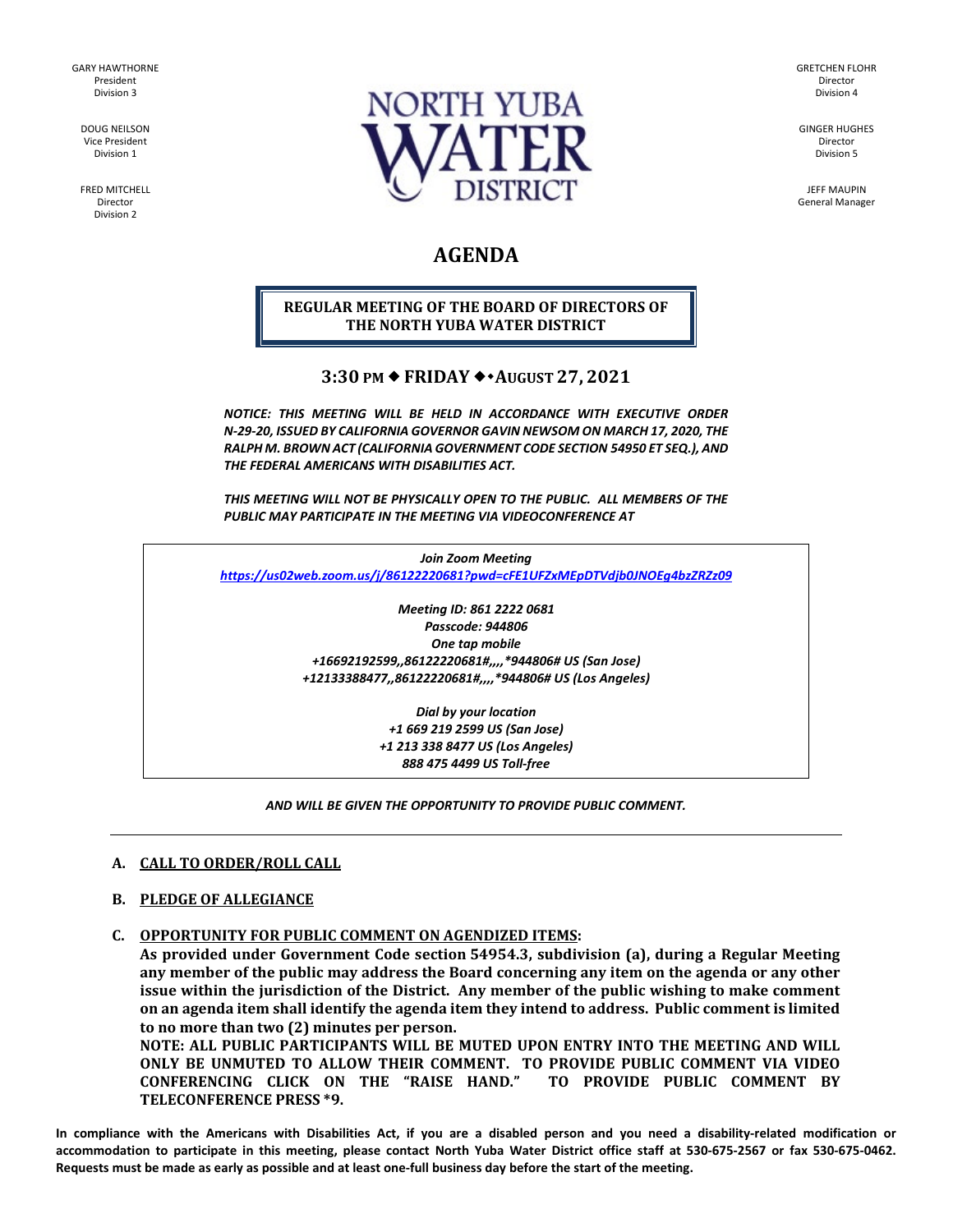GARY HAWTHORNE
President
Division 3

DOUG NEILSON
Vice President
Division 1

FRED MITCHELL
Director
Division 2

NORTH YUBA WATER DISTRICT

GRETCHEN FLOHR
Director
Division 4

GINGER HUGHES
Director
Division 5

JEFF MAUPIN
General Manager

# AGENDA

**REGULAR MEETING OF THE BOARD OF DIRECTORS OF THE NORTH YUBA WATER DISTRICT**

**3:30 PM ◆ FRIDAY ◆ AUGUST 27, 2021**

***NOTICE: THIS MEETING WILL BE HELD IN ACCORDANCE WITH EXECUTIVE ORDER N-29-20, ISSUED BY CALIFORNIA GOVERNOR GAVIN NEWSOM ON MARCH 17, 2020, THE RALPH M. BROWN ACT (CALIFORNIA GOVERNMENT CODE SECTION 54950 ET SEQ.), AND THE FEDERAL AMERICANS WITH DISABILITIES ACT.***

***THIS MEETING WILL NOT BE PHYSICALLY OPEN TO THE PUBLIC. ALL MEMBERS OF THE PUBLIC MAY PARTICIPATE IN THE MEETING VIA VIDEOCONFERENCE AT***

***Join Zoom Meeting***
***https://us02web.zoom.us/j/86122220681?pwd=cFE1UFZxMEpDTVdjb0JNOEg4bzZRZz09***

***Meeting ID: 861 2222 0681***
***Passcode: 944806***
***One tap mobile***
***+16692192599,,86122220681#,,,,*944806# US (San Jose)***
***+12133388477,,86122220681#,,,,*944806# US (Los Angeles)***

***Dial by your location***
***+1 669 219 2599 US (San Jose)***
***+1 213 338 8477 US (Los Angeles)***
***888 475 4499 US Toll-free***

***AND WILL BE GIVEN THE OPPORTUNITY TO PROVIDE PUBLIC COMMENT.***

---

**A. CALL TO ORDER/ROLL CALL**

**B. PLEDGE OF ALLEGIANCE**

**C. OPPORTUNITY FOR PUBLIC COMMENT ON AGENDIZED ITEMS:**
**As provided under Government Code section 54954.3, subdivision (a), during a Regular Meeting any member of the public may address the Board concerning any item on the agenda or any other issue within the jurisdiction of the District. Any member of the public wishing to make comment on an agenda item shall identify the agenda item they intend to address. Public comment is limited to no more than two (2) minutes per person.**
**NOTE: ALL PUBLIC PARTICIPANTS WILL BE MUTED UPON ENTRY INTO THE MEETING AND WILL ONLY BE UNMUTED TO ALLOW THEIR COMMENT. TO PROVIDE PUBLIC COMMENT VIA VIDEO CONFERENCING CLICK ON THE "RAISE HAND." TO PROVIDE PUBLIC COMMENT BY TELECONFERENCE PRESS *9.**

**In compliance with the Americans with Disabilities Act, if you are a disabled person and you need a disability-related modification or accommodation to participate in this meeting, please contact North Yuba Water District office staff at 530-675-2567 or fax 530-675-0462. Requests must be made as early as possible and at least one-full business day before the start of the meeting.**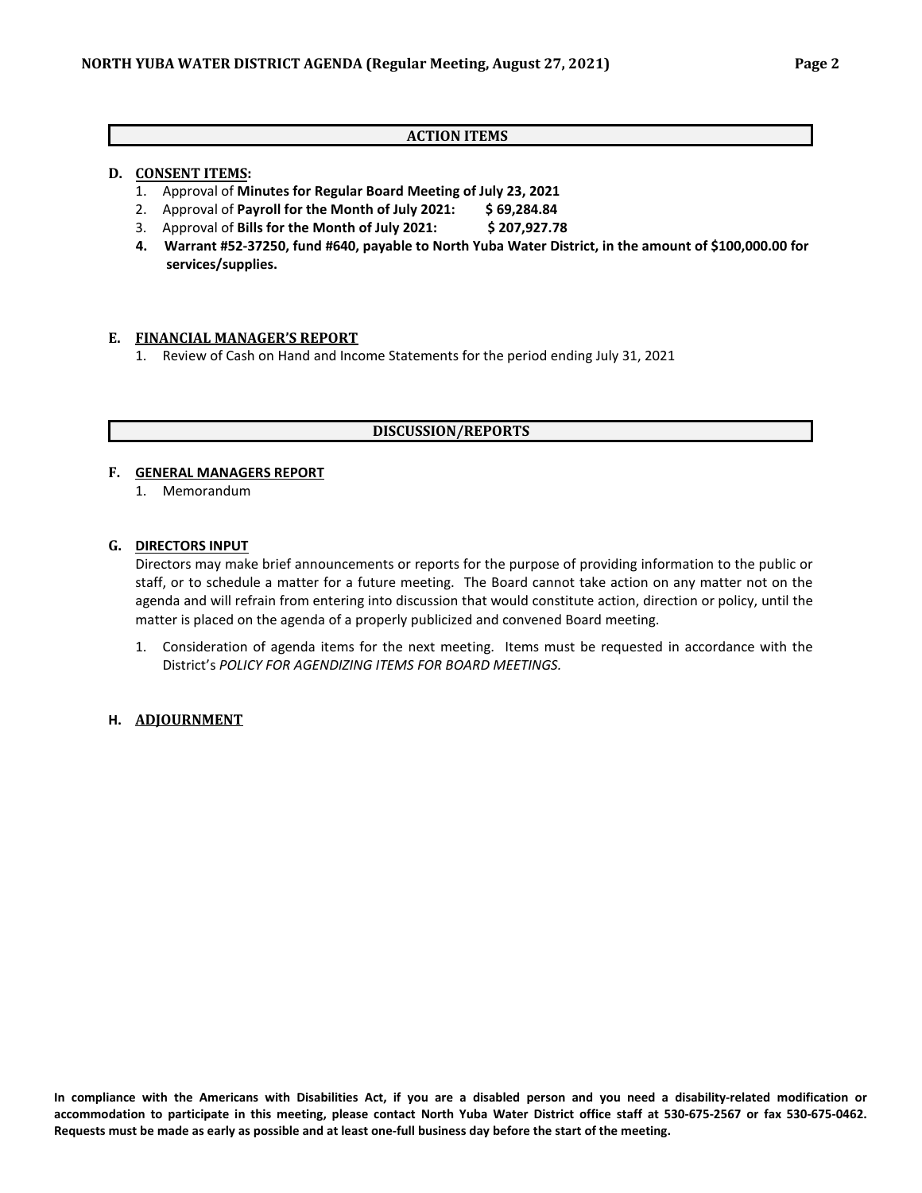## ACTION ITEMS

**D. CONSENT ITEMS:**

1. Approval of **Minutes for Regular Board Meeting of July 23, 2021**
2. Approval of **Payroll for the Month of July 2021: $ 69,284.84**
3. Approval of **Bills for the Month of July 2021: $ 207,927.78**
4. **Warrant #52-37250, fund #640, payable to North Yuba Water District, in the amount of $100,000.00 for services/supplies.**

**E. FINANCIAL MANAGER'S REPORT**

1. Review of Cash on Hand and Income Statements for the period ending July 31, 2021

## DISCUSSION/REPORTS

**F. GENERAL MANAGERS REPORT**

1. Memorandum

**G. DIRECTORS INPUT**

Directors may make brief announcements or reports for the purpose of providing information to the public or staff, or to schedule a matter for a future meeting. The Board cannot take action on any matter not on the agenda and will refrain from entering into discussion that would constitute action, direction or policy, until the matter is placed on the agenda of a properly publicized and convened Board meeting.

1. Consideration of agenda items for the next meeting. Items must be requested in accordance with the District's *POLICY FOR AGENDIZING ITEMS FOR BOARD MEETINGS.*

**H. ADJOURNMENT**

**In compliance with the Americans with Disabilities Act, if you are a disabled person and you need a disability-related modification or accommodation to participate in this meeting, please contact North Yuba Water District office staff at 530-675-2567 or fax 530-675-0462. Requests must be made as early as possible and at least one-full business day before the start of the meeting.**